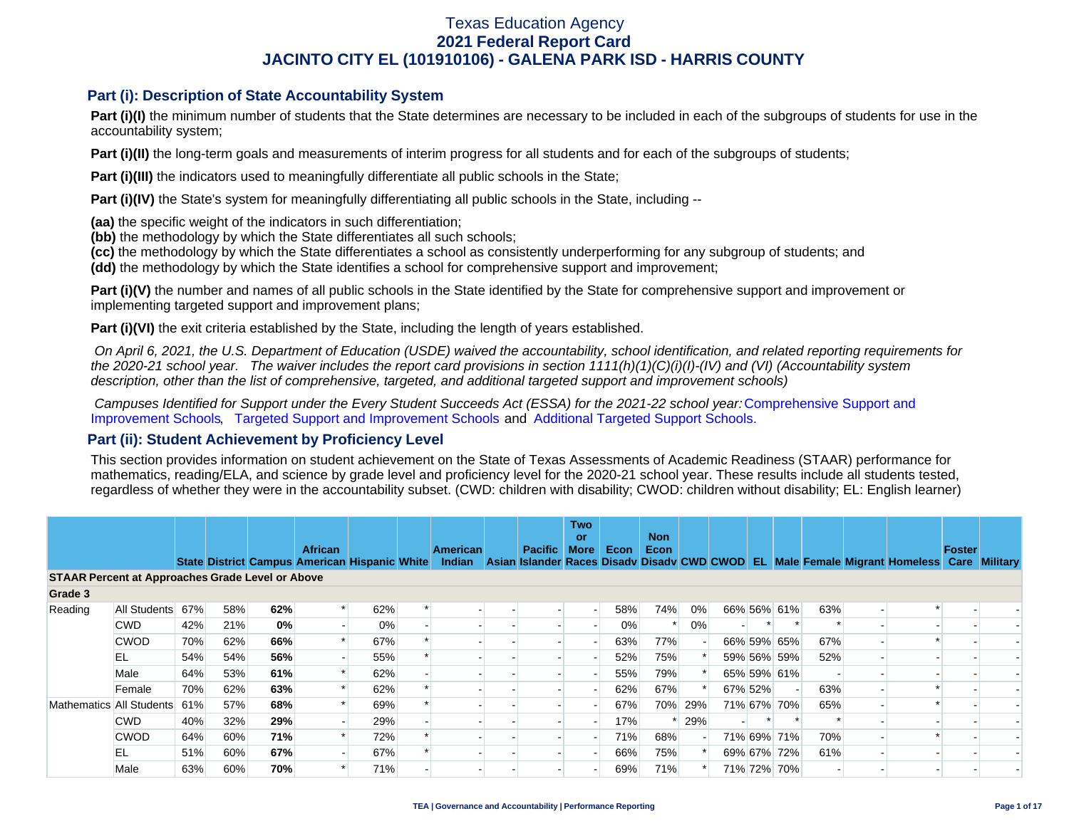# Texas Education Agency
## 2021 Federal Report Card
## JACINTO CITY EL (101910106) - GALENA PARK ISD - HARRIS COUNTY

### Part (i): Description of State Accountability System

**Part (i)(I)** the minimum number of students that the State determines are necessary to be included in each of the subgroups of students for use in the accountability system;

**Part (i)(II)** the long-term goals and measurements of interim progress for all students and for each of the subgroups of students;

**Part (i)(III)** the indicators used to meaningfully differentiate all public schools in the State;

**Part (i)(IV)** the State's system for meaningfully differentiating all public schools in the State, including --

**(aa)** the specific weight of the indicators in such differentiation;
**(bb)** the methodology by which the State differentiates all such schools;
**(cc)** the methodology by which the State differentiates a school as consistently underperforming for any subgroup of students; and
**(dd)** the methodology by which the State identifies a school for comprehensive support and improvement;

**Part (i)(V)** the number and names of all public schools in the State identified by the State for comprehensive support and improvement or implementing targeted support and improvement plans;

**Part (i)(VI)** the exit criteria established by the State, including the length of years established.

*On April 6, 2021, the U.S. Department of Education (USDE) waived the accountability, school identification, and related reporting requirements for the 2020-21 school year. The waiver includes the report card provisions in section 1111(h)(1)(C)(i)(I)-(IV) and (VI) (Accountability system description, other than the list of comprehensive, targeted, and additional targeted support and improvement schools)*

*Campuses Identified for Support under the Every Student Succeeds Act (ESSA) for the 2021-22 school year:* Comprehensive Support and Improvement Schools, Targeted Support and Improvement Schools and Additional Targeted Support Schools.

### Part (ii): Student Achievement by Proficiency Level

This section provides information on student achievement on the State of Texas Assessments of Academic Readiness (STAAR) performance for mathematics, reading/ELA, and science by grade level and proficiency level for the 2020-21 school year. These results include all students tested, regardless of whether they were in the accountability subset. (CWD: children with disability; CWOD: children without disability; EL: English learner)

| | | State | District | Campus | African American | Hispanic | White | American Indian | Asian | Pacific Islander | Two or More Races | Econ Disadv | Non Econ Disadv | CWD | CWOD | EL | Male | Female | Migrant | Homeless | Foster Care | Military |
|---|---|---|---|---|---|---|---|---|---|---|---|---|---|---|---|---|---|---|---|---|---|---|
| **STAAR Percent at Approaches Grade Level or Above** | | | | | | | | | | | | | | | | | | | | | | |
| **Grade 3** | | | | | | | | | | | | | | | | | | | | | | |
| Reading | All Students | 67% | 58% | **62%** | * | 62% | * | - | - | - | - | 58% | 74% | 0% | 66% | 56% | 61% | 63% | - | * | - | - |
| | CWD | 42% | 21% | **0%** | - | 0% | - | - | - | - | - | 0% | * | 0% | - | * | * | * | - | - | - | - |
| | CWOD | 70% | 62% | **66%** | * | 67% | * | - | - | - | - | 63% | 77% | - | 66% | 59% | 65% | 67% | - | * | - | - |
| | EL | 54% | 54% | **56%** | - | 55% | * | - | - | - | - | 52% | 75% | * | 59% | 56% | 59% | 52% | - | - | - | - |
| | Male | 64% | 53% | **61%** | * | 62% | - | - | - | - | - | 55% | 79% | * | 65% | 59% | 61% | - | - | - | - | - |
| | Female | 70% | 62% | **63%** | * | 62% | * | - | - | - | - | 62% | 67% | * | 67% | 52% | - | 63% | - | * | - | - |
| Mathematics | All Students | 61% | 57% | **68%** | * | 69% | * | - | - | - | - | 67% | 70% | 29% | 71% | 67% | 70% | 65% | - | * | - | - |
| | CWD | 40% | 32% | **29%** | - | 29% | - | - | - | - | - | 17% | * | 29% | - | * | * | * | - | - | - | - |
| | CWOD | 64% | 60% | **71%** | * | 72% | * | - | - | - | - | 71% | 68% | - | 71% | 69% | 71% | 70% | - | * | - | - |
| | EL | 51% | 60% | **67%** | - | 67% | * | - | - | - | - | 66% | 75% | * | 69% | 67% | 72% | 61% | - | - | - | - |
| | Male | 63% | 60% | **70%** | * | 71% | - | - | - | - | - | 69% | 71% | * | 71% | 72% | 70% | - | - | - | - | - |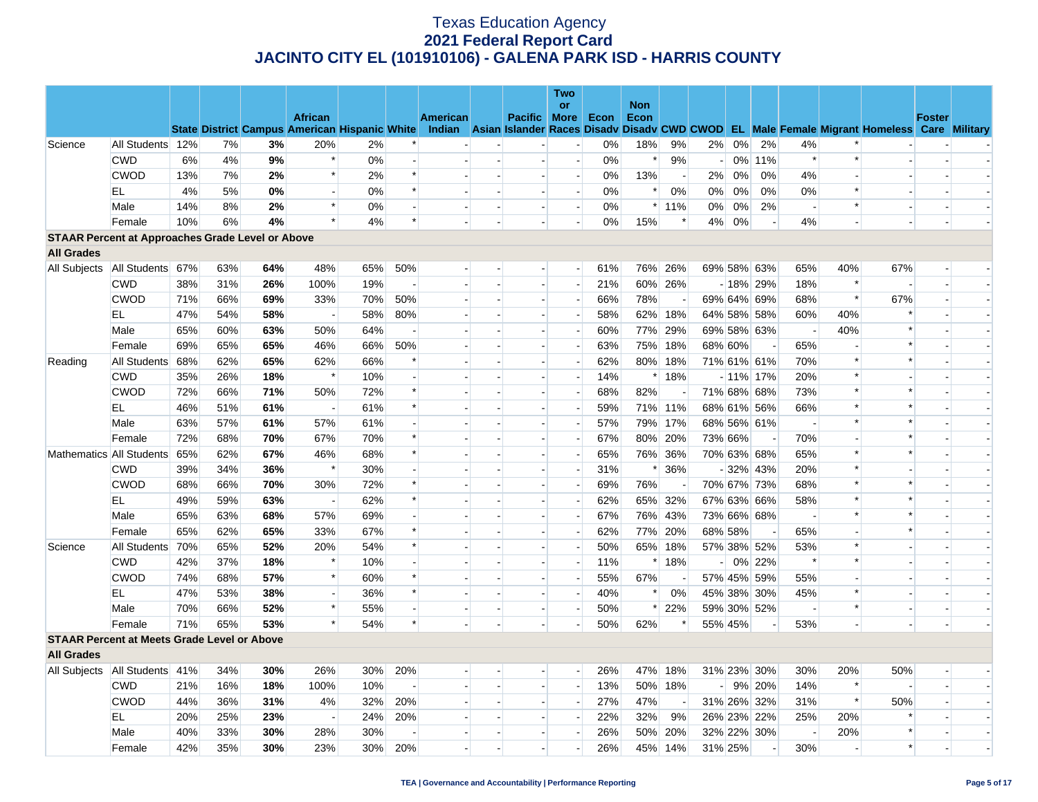# Texas Education Agency
## 2021 Federal Report Card
## JACINTO CITY EL (101910106) - GALENA PARK ISD - HARRIS COUNTY

| | | State | District | Campus | African American | Hispanic | White | American Indian | Asian | Pacific Islander | Two or More Races | Econ Disadv | Non Econ Disadv | CWD | CWOD | EL | Male | Female | Migrant | Homeless | Foster Care | Military |
|---|---|---|---|---|---|---|---|---|---|---|---|---|---|---|---|---|---|---|---|---|---|---|
| Science | All Students | 12% | 7% | **3%** | 20% | 2% | * | - | - | - | - | 0% | 18% | 9% | 2% | 0% | 2% | 4% | * | - | - | - |
| | CWD | 6% | 4% | **9%** | * | 0% | - | - | - | - | - | 0% | * | 9% | - | 0% | 11% | * | * | - | - | - |
| | CWOD | 13% | 7% | **2%** | * | 2% | * | - | - | - | - | 0% | 13% | - | 2% | 0% | 0% | 4% | - | - | - | - |
| | EL | 4% | 5% | **0%** | - | 0% | * | - | - | - | - | 0% | * | 0% | 0% | 0% | 0% | 0% | * | - | - | - |
| | Male | 14% | 8% | **2%** | * | 0% | - | - | - | - | - | 0% | * | 11% | 0% | 0% | 2% | - | * | - | - | - |
| | Female | 10% | 6% | **4%** | * | 4% | * | - | - | - | - | 0% | 15% | * | 4% | 0% | - | 4% | - | - | - | - |
| **STAAR Percent at Approaches Grade Level or Above** | | | | | | | | | | | | | | | | | | | | | | |
| **All Grades** | | | | | | | | | | | | | | | | | | | | | | |
| All Subjects | All Students | 67% | 63% | **64%** | 48% | 65% | 50% | - | - | - | - | 61% | 76% | 26% | 69% | 58% | 63% | 65% | 40% | 67% | - | - |
| | CWD | 38% | 31% | **26%** | 100% | 19% | - | - | - | - | - | 21% | 60% | 26% | - | 18% | 29% | 18% | * | - | - | - |
| | CWOD | 71% | 66% | **69%** | 33% | 70% | 50% | - | - | - | - | 66% | 78% | - | 69% | 64% | 69% | 68% | * | 67% | - | - |
| | EL | 47% | 54% | **58%** | - | 58% | 80% | - | - | - | - | 58% | 62% | 18% | 64% | 58% | 58% | 60% | 40% | * | - | - |
| | Male | 65% | 60% | **63%** | 50% | 64% | - | - | - | - | - | 60% | 77% | 29% | 69% | 58% | 63% | - | 40% | * | - | - |
| | Female | 69% | 65% | **65%** | 46% | 66% | 50% | - | - | - | - | 63% | 75% | 18% | 68% | 60% | - | 65% | - | * | - | - |
| Reading | All Students | 68% | 62% | **65%** | 62% | 66% | * | - | - | - | - | 62% | 80% | 18% | 71% | 61% | 61% | 70% | * | * | - | - |
| | CWD | 35% | 26% | **18%** | * | 10% | - | - | - | - | - | 14% | * | 18% | - | 11% | 17% | 20% | * | - | - | - |
| | CWOD | 72% | 66% | **71%** | 50% | 72% | * | - | - | - | - | 68% | 82% | - | 71% | 68% | 68% | 73% | * | * | - | - |
| | EL | 46% | 51% | **61%** | - | 61% | * | - | - | - | - | 59% | 71% | 11% | 68% | 61% | 56% | 66% | * | * | - | - |
| | Male | 63% | 57% | **61%** | 57% | 61% | - | - | - | - | - | 57% | 79% | 17% | 68% | 56% | 61% | - | * | * | - | - |
| | Female | 72% | 68% | **70%** | 67% | 70% | * | - | - | - | - | 67% | 80% | 20% | 73% | 66% | - | 70% | - | * | - | - |
| Mathematics | All Students | 65% | 62% | **67%** | 46% | 68% | * | - | - | - | - | 65% | 76% | 36% | 70% | 63% | 68% | 65% | * | * | - | - |
| | CWD | 39% | 34% | **36%** | * | 30% | - | - | - | - | - | 31% | * | 36% | - | 32% | 43% | 20% | * | - | - | - |
| | CWOD | 68% | 66% | **70%** | 30% | 72% | * | - | - | - | - | 69% | 76% | - | 70% | 67% | 73% | 68% | * | * | - | - |
| | EL | 49% | 59% | **63%** | - | 62% | * | - | - | - | - | 62% | 65% | 32% | 67% | 63% | 66% | 58% | * | * | - | - |
| | Male | 65% | 63% | **68%** | 57% | 69% | - | - | - | - | - | 67% | 76% | 43% | 73% | 66% | 68% | - | * | * | - | - |
| | Female | 65% | 62% | **65%** | 33% | 67% | * | - | - | - | - | 62% | 77% | 20% | 68% | 58% | - | 65% | - | * | - | - |
| Science | All Students | 70% | 65% | **52%** | 20% | 54% | * | - | - | - | - | 50% | 65% | 18% | 57% | 38% | 52% | 53% | * | - | - | - |
| | CWD | 42% | 37% | **18%** | * | 10% | - | - | - | - | - | 11% | * | 18% | - | 0% | 22% | * | * | - | - | - |
| | CWOD | 74% | 68% | **57%** | * | 60% | * | - | - | - | - | 55% | 67% | - | 57% | 45% | 59% | 55% | - | - | - | - |
| | EL | 47% | 53% | **38%** | - | 36% | * | - | - | - | - | 40% | * | 0% | 45% | 38% | 30% | 45% | * | - | - | - |
| | Male | 70% | 66% | **52%** | * | 55% | - | - | - | - | - | 50% | * | 22% | 59% | 30% | 52% | - | * | - | - | - |
| | Female | 71% | 65% | **53%** | * | 54% | * | - | - | - | - | 50% | 62% | * | 55% | 45% | - | 53% | - | - | - | - |
| **STAAR Percent at Meets Grade Level or Above** | | | | | | | | | | | | | | | | | | | | | | |
| **All Grades** | | | | | | | | | | | | | | | | | | | | | | |
| All Subjects | All Students | 41% | 34% | **30%** | 26% | 30% | 20% | - | - | - | - | 26% | 47% | 18% | 31% | 23% | 30% | 30% | 20% | 50% | - | - |
| | CWD | 21% | 16% | **18%** | 100% | 10% | - | - | - | - | - | 13% | 50% | 18% | - | 9% | 20% | 14% | * | - | - | - |
| | CWOD | 44% | 36% | **31%** | 4% | 32% | 20% | - | - | - | - | 27% | 47% | - | 31% | 26% | 32% | 31% | * | 50% | - | - |
| | EL | 20% | 25% | **23%** | - | 24% | 20% | - | - | - | - | 22% | 32% | 9% | 26% | 23% | 22% | 25% | 20% | * | - | - |
| | Male | 40% | 33% | **30%** | 28% | 30% | - | - | - | - | - | 26% | 50% | 20% | 32% | 22% | 30% | - | 20% | * | - | - |
| | Female | 42% | 35% | **30%** | 23% | 30% | 20% | - | - | - | - | 26% | 45% | 14% | 31% | 25% | - | 30% | - | * | - | - |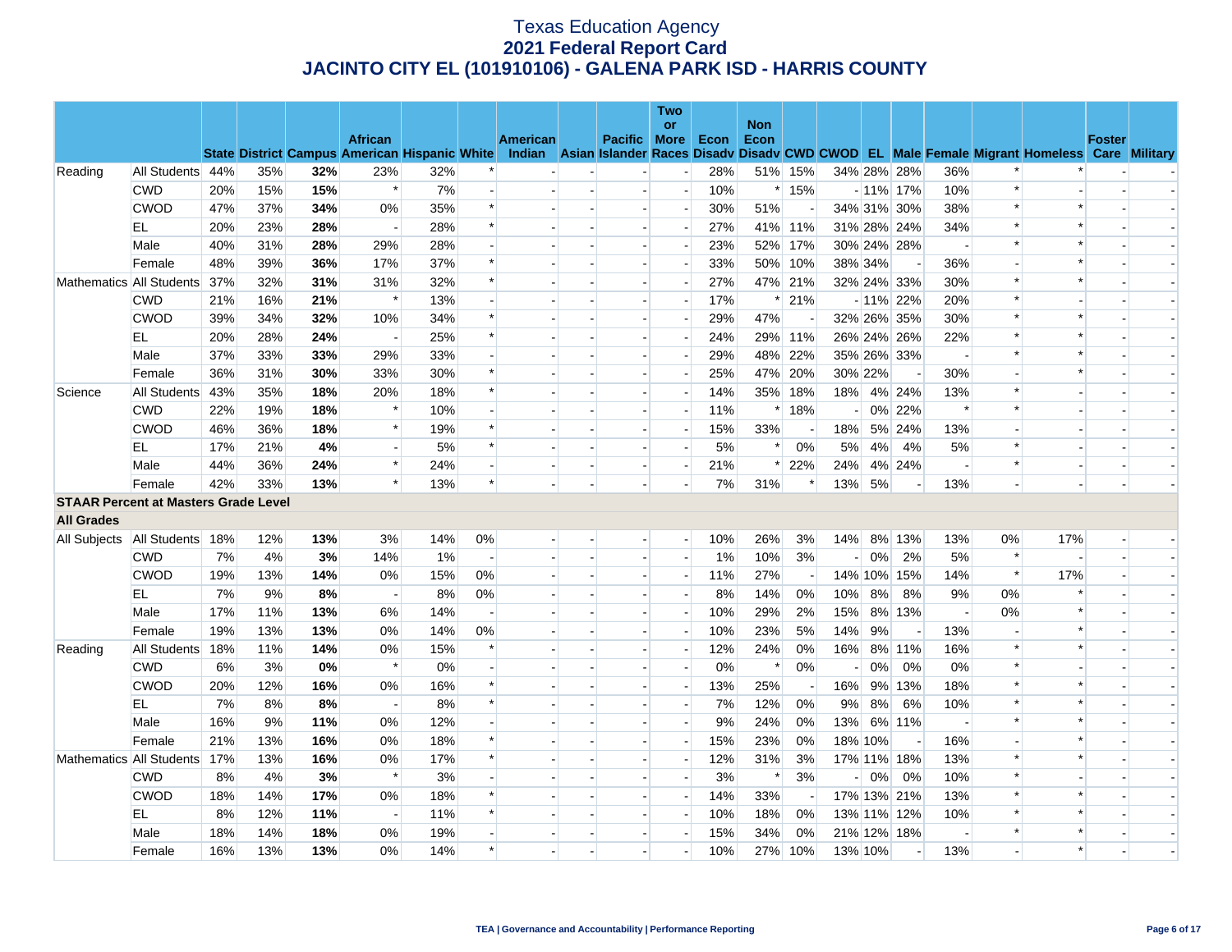# Texas Education Agency
## 2021 Federal Report Card
## JACINTO CITY EL (101910106) - GALENA PARK ISD - HARRIS COUNTY

| | | State | District | Campus | African American | Hispanic | White | American Indian | Asian | Pacific Islander | Two or More Races | Econ Disadv | Non Econ Disadv | CWD | CWOD | EL | Male | Female | Migrant | Homeless | Foster Care | Military |
|---|---|---|---|---|---|---|---|---|---|---|---|---|---|---|---|---|---|---|---|---|---|---|
| Reading | All Students | 44% | 35% | **32%** | 23% | 32% | * | - | - | - | - | 28% | 51% | 15% | 34% | 28% | 28% | 36% | * | * | - | - |
| | CWD | 20% | 15% | **15%** | * | 7% | - | - | - | - | - | 10% | * | 15% | - | 11% | 17% | 10% | * | - | - | - |
| | CWOD | 47% | 37% | **34%** | 0% | 35% | * | - | - | - | - | 30% | 51% | - | 34% | 31% | 30% | 38% | * | * | - | - |
| | EL | 20% | 23% | **28%** | - | 28% | * | - | - | - | - | 27% | 41% | 11% | 31% | 28% | 24% | 34% | * | * | - | - |
| | Male | 40% | 31% | **28%** | 29% | 28% | - | - | - | - | - | 23% | 52% | 17% | 30% | 24% | 28% | - | * | * | - | - |
| | Female | 48% | 39% | **36%** | 17% | 37% | * | - | - | - | - | 33% | 50% | 10% | 38% | 34% | - | 36% | - | * | - | - |
| Mathematics | All Students | 37% | 32% | **31%** | 31% | 32% | * | - | - | - | - | 27% | 47% | 21% | 32% | 24% | 33% | 30% | * | * | - | - |
| | CWD | 21% | 16% | **21%** | * | 13% | - | - | - | - | - | 17% | * | 21% | - | 11% | 22% | 20% | * | - | - | - |
| | CWOD | 39% | 34% | **32%** | 10% | 34% | * | - | - | - | - | 29% | 47% | - | 32% | 26% | 35% | 30% | * | * | - | - |
| | EL | 20% | 28% | **24%** | - | 25% | * | - | - | - | - | 24% | 29% | 11% | 26% | 24% | 26% | 22% | * | * | - | - |
| | Male | 37% | 33% | **33%** | 29% | 33% | - | - | - | - | - | 29% | 48% | 22% | 35% | 26% | 33% | - | * | * | - | - |
| | Female | 36% | 31% | **30%** | 33% | 30% | * | - | - | - | - | 25% | 47% | 20% | 30% | 22% | - | 30% | - | * | - | - |
| Science | All Students | 43% | 35% | **18%** | 20% | 18% | * | - | - | - | - | 14% | 35% | 18% | 18% | 4% | 24% | 13% | * | - | - | - |
| | CWD | 22% | 19% | **18%** | * | 10% | - | - | - | - | - | 11% | * | 18% | - | 0% | 22% | * | * | - | - | - |
| | CWOD | 46% | 36% | **18%** | * | 19% | * | - | - | - | - | 15% | 33% | - | 18% | 5% | 24% | 13% | - | - | - | - |
| | EL | 17% | 21% | **4%** | - | 5% | * | - | - | - | - | 5% | * | 0% | 5% | 4% | 4% | 5% | * | - | - | - |
| | Male | 44% | 36% | **24%** | * | 24% | - | - | - | - | - | 21% | * | 22% | 24% | 4% | 24% | - | * | - | - | - |
| | Female | 42% | 33% | **13%** | * | 13% | * | - | - | - | - | 7% | 31% | * | 13% | 5% | - | 13% | - | - | - | - |
| **STAAR Percent at Masters Grade Level** | | | | | | | | | | | | | | | | | | | | | | |
| **All Grades** | | | | | | | | | | | | | | | | | | | | | | |
| All Subjects | All Students | 18% | 12% | **13%** | 3% | 14% | 0% | - | - | - | - | 10% | 26% | 3% | 14% | 8% | 13% | 13% | 0% | 17% | - | - |
| | CWD | 7% | 4% | **3%** | 14% | 1% | - | - | - | - | - | 1% | 10% | 3% | - | 0% | 2% | 5% | * | - | - | - |
| | CWOD | 19% | 13% | **14%** | 0% | 15% | 0% | - | - | - | - | 11% | 27% | - | 14% | 10% | 15% | 14% | * | 17% | - | - |
| | EL | 7% | 9% | **8%** | - | 8% | 0% | - | - | - | - | 8% | 14% | 0% | 10% | 8% | 8% | 9% | 0% | * | - | - |
| | Male | 17% | 11% | **13%** | 6% | 14% | - | - | - | - | - | 10% | 29% | 2% | 15% | 8% | 13% | - | 0% | * | - | - |
| | Female | 19% | 13% | **13%** | 0% | 14% | 0% | - | - | - | - | 10% | 23% | 5% | 14% | 9% | - | 13% | - | * | - | - |
| Reading | All Students | 18% | 11% | **14%** | 0% | 15% | * | - | - | - | - | 12% | 24% | 0% | 16% | 8% | 11% | 16% | * | * | - | - |
| | CWD | 6% | 3% | **0%** | * | 0% | - | - | - | - | - | 0% | * | 0% | - | 0% | 0% | 0% | * | - | - | - |
| | CWOD | 20% | 12% | **16%** | 0% | 16% | * | - | - | - | - | 13% | 25% | - | 16% | 9% | 13% | 18% | * | * | - | - |
| | EL | 7% | 8% | **8%** | - | 8% | * | - | - | - | - | 7% | 12% | 0% | 9% | 8% | 6% | 10% | * | * | - | - |
| | Male | 16% | 9% | **11%** | 0% | 12% | - | - | - | - | - | 9% | 24% | 0% | 13% | 6% | 11% | - | * | * | - | - |
| | Female | 21% | 13% | **16%** | 0% | 18% | * | - | - | - | - | 15% | 23% | 0% | 18% | 10% | - | 16% | - | * | - | - |
| Mathematics | All Students | 17% | 13% | **16%** | 0% | 17% | * | - | - | - | - | 12% | 31% | 3% | 17% | 11% | 18% | 13% | * | * | - | - |
| | CWD | 8% | 4% | **3%** | * | 3% | - | - | - | - | - | 3% | * | 3% | - | 0% | 0% | 10% | * | - | - | - |
| | CWOD | 18% | 14% | **17%** | 0% | 18% | * | - | - | - | - | 14% | 33% | - | 17% | 13% | 21% | 13% | * | * | - | - |
| | EL | 8% | 12% | **11%** | - | 11% | * | - | - | - | - | 10% | 18% | 0% | 13% | 11% | 12% | 10% | * | * | - | - |
| | Male | 18% | 14% | **18%** | 0% | 19% | - | - | - | - | - | 15% | 34% | 0% | 21% | 12% | 18% | - | * | * | - | - |
| | Female | 16% | 13% | **13%** | 0% | 14% | * | - | - | - | - | 10% | 27% | 10% | 13% | 10% | - | 13% | - | * | - | - |

**TEA | Governance and Accountability | Performance Reporting**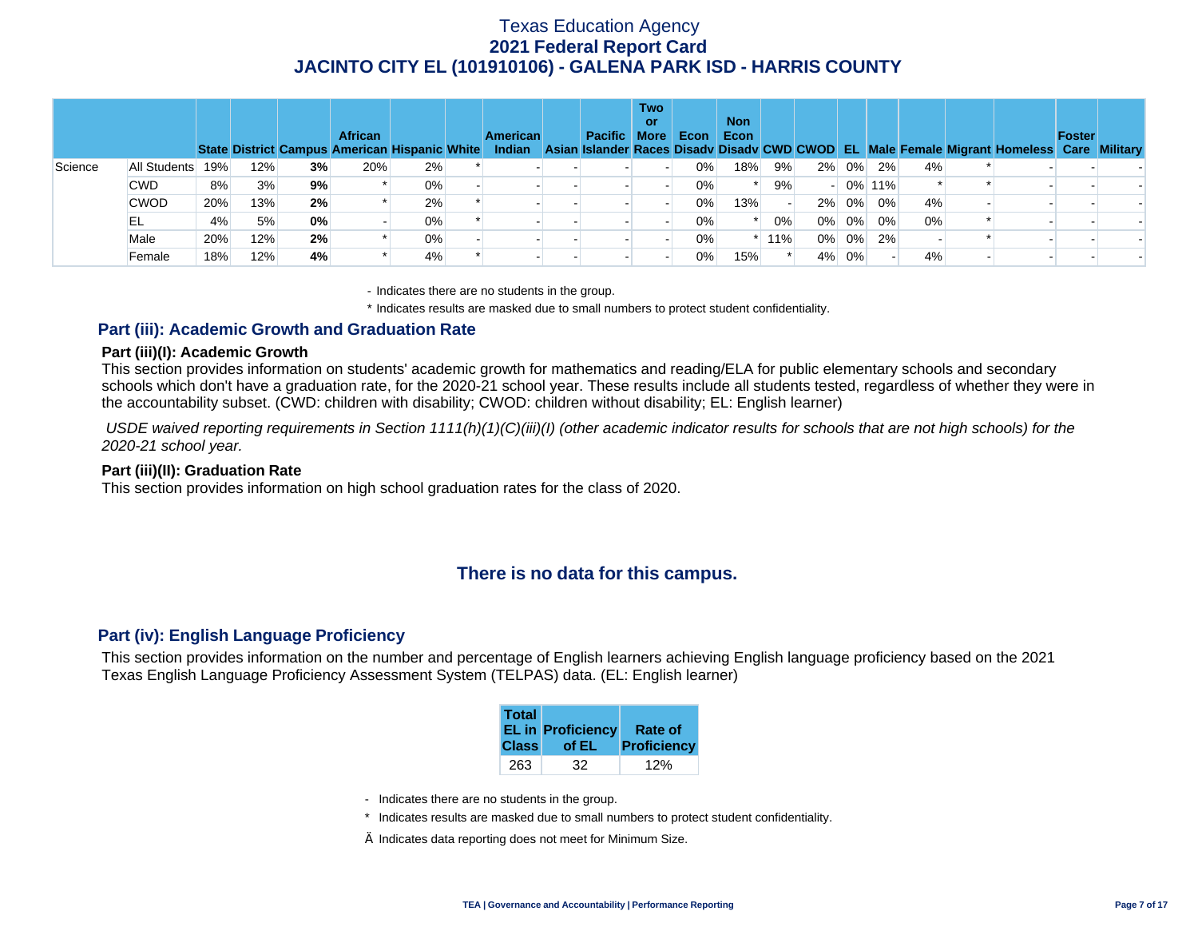# Texas Education Agency
## 2021 Federal Report Card
## JACINTO CITY EL (101910106) - GALENA PARK ISD - HARRIS COUNTY

| | | State | District | Campus | African American | Hispanic | White | American Indian | Asian | Pacific Islander | Two or More Races | Econ Disadv | Non Econ Disadv | CWD | CWOD | EL | Male | Female | Migrant | Homeless | Foster Care | Military |
|---|---|---|---|---|---|---|---|---|---|---|---|---|---|---|---|---|---|---|---|---|---|---|
| Science | All Students | 19% | 12% | **3%** | 20% | 2% | * | - | - | - | - | 0% | 18% | 9% | 2% | 0% | 2% | 4% | * | - | - | - |
| | CWD | 8% | 3% | **9%** | * | 0% | - | - | - | - | - | 0% | * | 9% | - | 0% | 11% | * | * | - | - | - |
| | CWOD | 20% | 13% | **2%** | * | 2% | * | - | - | - | - | 0% | 13% | - | 2% | 0% | 0% | 4% | - | - | - | - |
| | EL | 4% | 5% | **0%** | - | 0% | * | - | - | - | - | 0% | * | 0% | 0% | 0% | 0% | 0% | * | - | - | - |
| | Male | 20% | 12% | **2%** | * | 0% | - | - | - | - | - | 0% | * | 11% | 0% | 0% | 2% | - | * | - | - | - |
| | Female | 18% | 12% | **4%** | * | 4% | * | - | - | - | - | 0% | 15% | * | 4% | 0% | - | 4% | - | - | - | - |

- Indicates there are no students in the group.

\* Indicates results are masked due to small numbers to protect student confidentiality.

### Part (iii): Academic Growth and Graduation Rate

#### Part (iii)(I): Academic Growth

This section provides information on students' academic growth for mathematics and reading/ELA for public elementary schools and secondary schools which don't have a graduation rate, for the 2020-21 school year. These results include all students tested, regardless of whether they were in the accountability subset. (CWD: children with disability; CWOD: children without disability; EL: English learner)

*USDE waived reporting requirements in Section 1111(h)(1)(C)(iii)(I) (other academic indicator results for schools that are not high schools) for the 2020-21 school year.*

#### Part (iii)(II): Graduation Rate

This section provides information on high school graduation rates for the class of 2020.

**There is no data for this campus.**

### Part (iv): English Language Proficiency

This section provides information on the number and percentage of English learners achieving English language proficiency based on the 2021 Texas English Language Proficiency Assessment System (TELPAS) data. (EL: English learner)

| Total EL in Class | Proficiency of EL | Rate of Proficiency |
|---|---|---|
| 263 | 32 | 12% |

- Indicates there are no students in the group.

\* Indicates results are masked due to small numbers to protect student confidentiality.

Ä Indicates data reporting does not meet for Minimum Size.